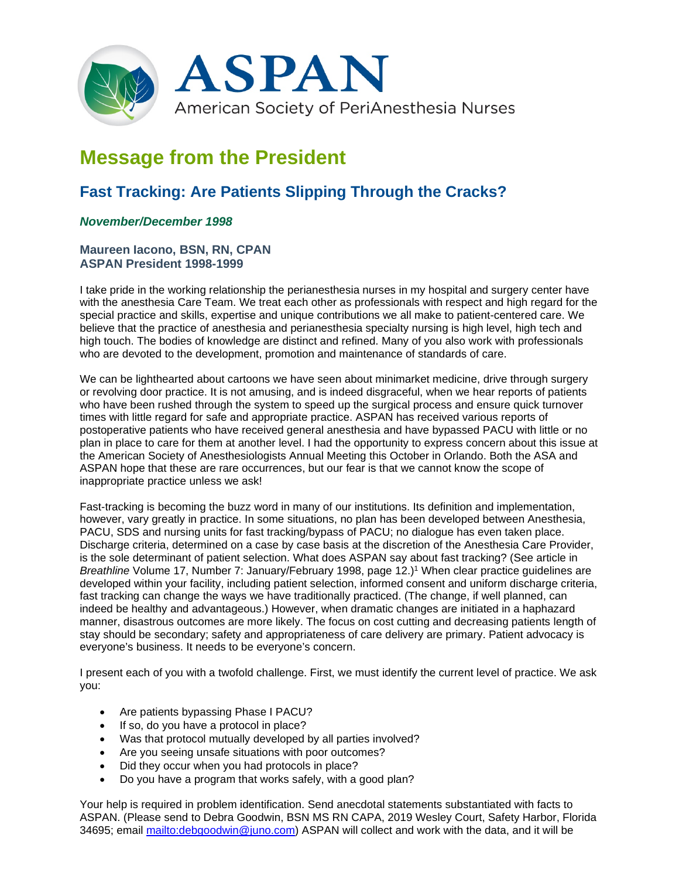# ASPAN

American Society of PeriAnesthesia Nurses

## Message from the President

### Fast Tracking: Are Patients Slipping Through the Cracks?

***November/December 1998***

**Maureen Iacono, BSN, RN, CPAN**
**ASPAN President 1998-1999**

I take pride in the working relationship the perianesthesia nurses in my hospital and surgery center have with the anesthesia Care Team. We treat each other as professionals with respect and high regard for the special practice and skills, expertise and unique contributions we all make to patient-centered care. We believe that the practice of anesthesia and perianesthesia specialty nursing is high level, high tech and high touch. The bodies of knowledge are distinct and refined. Many of you also work with professionals who are devoted to the development, promotion and maintenance of standards of care.

We can be lighthearted about cartoons we have seen about minimarket medicine, drive through surgery or revolving door practice. It is not amusing, and is indeed disgraceful, when we hear reports of patients who have been rushed through the system to speed up the surgical process and ensure quick turnover times with little regard for safe and appropriate practice. ASPAN has received various reports of postoperative patients who have received general anesthesia and have bypassed PACU with little or no plan in place to care for them at another level. I had the opportunity to express concern about this issue at the American Society of Anesthesiologists Annual Meeting this October in Orlando. Both the ASA and ASPAN hope that these are rare occurrences, but our fear is that we cannot know the scope of inappropriate practice unless we ask!

Fast-tracking is becoming the buzz word in many of our institutions. Its definition and implementation, however, vary greatly in practice. In some situations, no plan has been developed between Anesthesia, PACU, SDS and nursing units for fast tracking/bypass of PACU; no dialogue has even taken place. Discharge criteria, determined on a case by case basis at the discretion of the Anesthesia Care Provider, is the sole determinant of patient selection. What does ASPAN say about fast tracking? (See article in *Breathline* Volume 17, Number 7: January/February 1998, page 12.)[1] When clear practice guidelines are developed within your facility, including patient selection, informed consent and uniform discharge criteria, fast tracking can change the ways we have traditionally practiced. (The change, if well planned, can indeed be healthy and advantageous.) However, when dramatic changes are initiated in a haphazard manner, disastrous outcomes are more likely. The focus on cost cutting and decreasing patients length of stay should be secondary; safety and appropriateness of care delivery are primary. Patient advocacy is everyone's business. It needs to be everyone's concern.

I present each of you with a twofold challenge. First, we must identify the current level of practice. We ask you:

- Are patients bypassing Phase I PACU?
- If so, do you have a protocol in place?
- Was that protocol mutually developed by all parties involved?
- Are you seeing unsafe situations with poor outcomes?
- Did they occur when you had protocols in place?
- Do you have a program that works safely, with a good plan?

Your help is required in problem identification. Send anecdotal statements substantiated with facts to ASPAN. (Please send to Debra Goodwin, BSN MS RN CAPA, 2019 Wesley Court, Safety Harbor, Florida 34695; email mailto:debgoodwin@juno.com) ASPAN will collect and work with the data, and it will be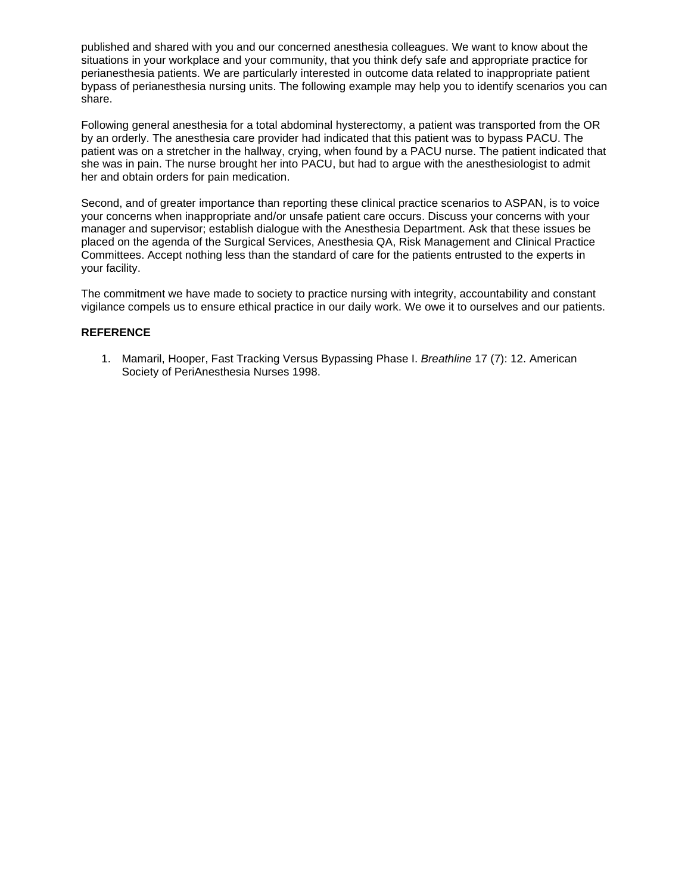published and shared with you and our concerned anesthesia colleagues. We want to know about the situations in your workplace and your community, that you think defy safe and appropriate practice for perianesthesia patients. We are particularly interested in outcome data related to inappropriate patient bypass of perianesthesia nursing units. The following example may help you to identify scenarios you can share.

Following general anesthesia for a total abdominal hysterectomy, a patient was transported from the OR by an orderly. The anesthesia care provider had indicated that this patient was to bypass PACU. The patient was on a stretcher in the hallway, crying, when found by a PACU nurse. The patient indicated that she was in pain. The nurse brought her into PACU, but had to argue with the anesthesiologist to admit her and obtain orders for pain medication.

Second, and of greater importance than reporting these clinical practice scenarios to ASPAN, is to voice your concerns when inappropriate and/or unsafe patient care occurs. Discuss your concerns with your manager and supervisor; establish dialogue with the Anesthesia Department. Ask that these issues be placed on the agenda of the Surgical Services, Anesthesia QA, Risk Management and Clinical Practice Committees. Accept nothing less than the standard of care for the patients entrusted to the experts in your facility.

The commitment we have made to society to practice nursing with integrity, accountability and constant vigilance compels us to ensure ethical practice in our daily work. We owe it to ourselves and our patients.

**REFERENCE**

1. Mamaril, Hooper, Fast Tracking Versus Bypassing Phase I. *Breathline* 17 (7): 12. American Society of PeriAnesthesia Nurses 1998.